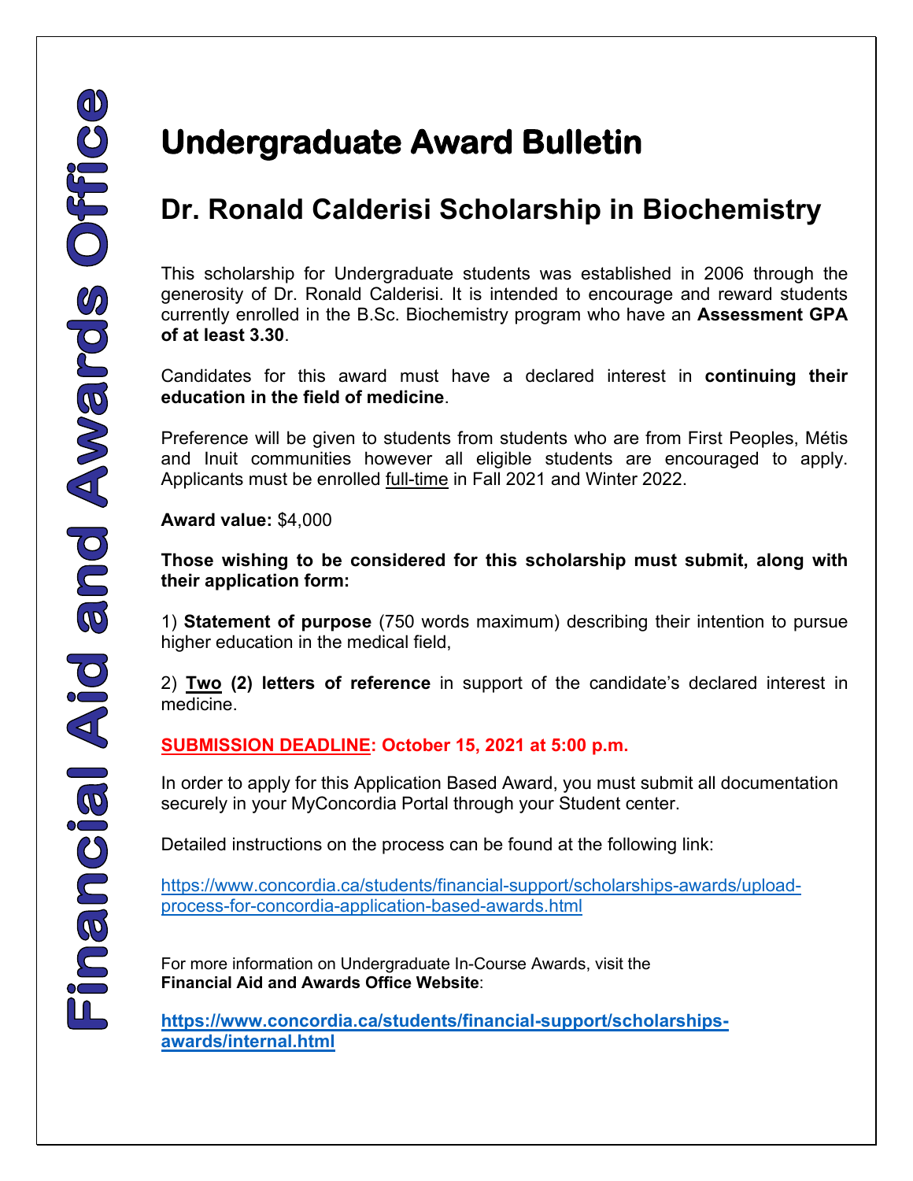Financial Aid and Awards Office

# Undergraduate Award Bulletin

## Dr. Ronald Calderisi Scholarship in Biochemistry

This scholarship for Undergraduate students was established in 2006 through the generosity of Dr. Ronald Calderisi. It is intended to encourage and reward students currently enrolled in the B.Sc. Biochemistry program who have an **Assessment GPA of at least 3.30**.

Candidates for this award must have a declared interest in **continuing their education in the field of medicine**.

Preference will be given to students from students who are from First Peoples, Métis and Inuit communities however all eligible students are encouraged to apply. Applicants must be enrolled full-time in Fall 2021 and Winter 2022.

**Award value:** $4,000

**Those wishing to be considered for this scholarship must submit, along with their application form:**

1) **Statement of purpose** (750 words maximum) describing their intention to pursue higher education in the medical field,

2) **Two (2) letters of reference** in support of the candidate's declared interest in medicine.

**SUBMISSION DEADLINE: October 15, 2021 at 5:00 p.m.**

In order to apply for this Application Based Award, you must submit all documentation securely in your MyConcordia Portal through your Student center.

Detailed instructions on the process can be found at the following link:

https://www.concordia.ca/students/financial-support/scholarships-awards/upload-process-for-concordia-application-based-awards.html

For more information on Undergraduate In-Course Awards, visit the **Financial Aid and Awards Office Website**:

**https://www.concordia.ca/students/financial-support/scholarships-awards/internal.html**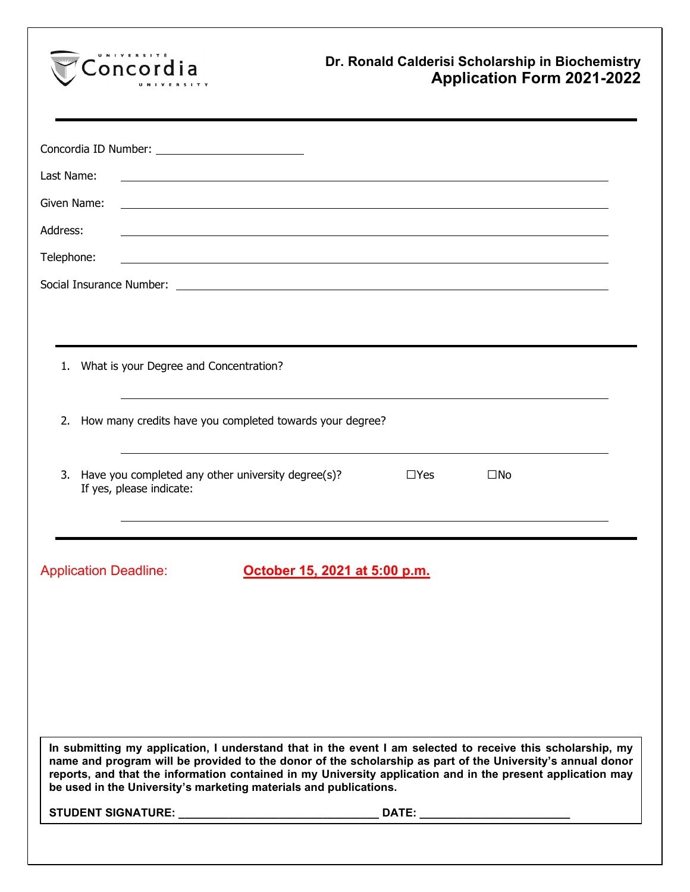Université Concordia University

## Dr. Ronald Calderisi Scholarship in Biochemistry
## Application Form 2021-2022

---

Concordia ID Number: ____________________

Last Name: ____________________

Given Name: ____________________

Address: ____________________

Telephone: ____________________

Social Insurance Number: ____________________

---

1. What is your Degree and Concentration?

   ____________________

2. How many credits have you completed towards your degree?

   ____________________

3. Have you completed any other university degree(s)? ☐Yes ☐No
   If yes, please indicate:

   ____________________

---

Application Deadline: **October 15, 2021 at 5:00 p.m.**

**In submitting my application, I understand that in the event I am selected to receive this scholarship, my name and program will be provided to the donor of the scholarship as part of the University's annual donor reports, and that the information contained in my University application and in the present application may be used in the University's marketing materials and publications.**

**STUDENT SIGNATURE:** ____________________ **DATE:** ____________________